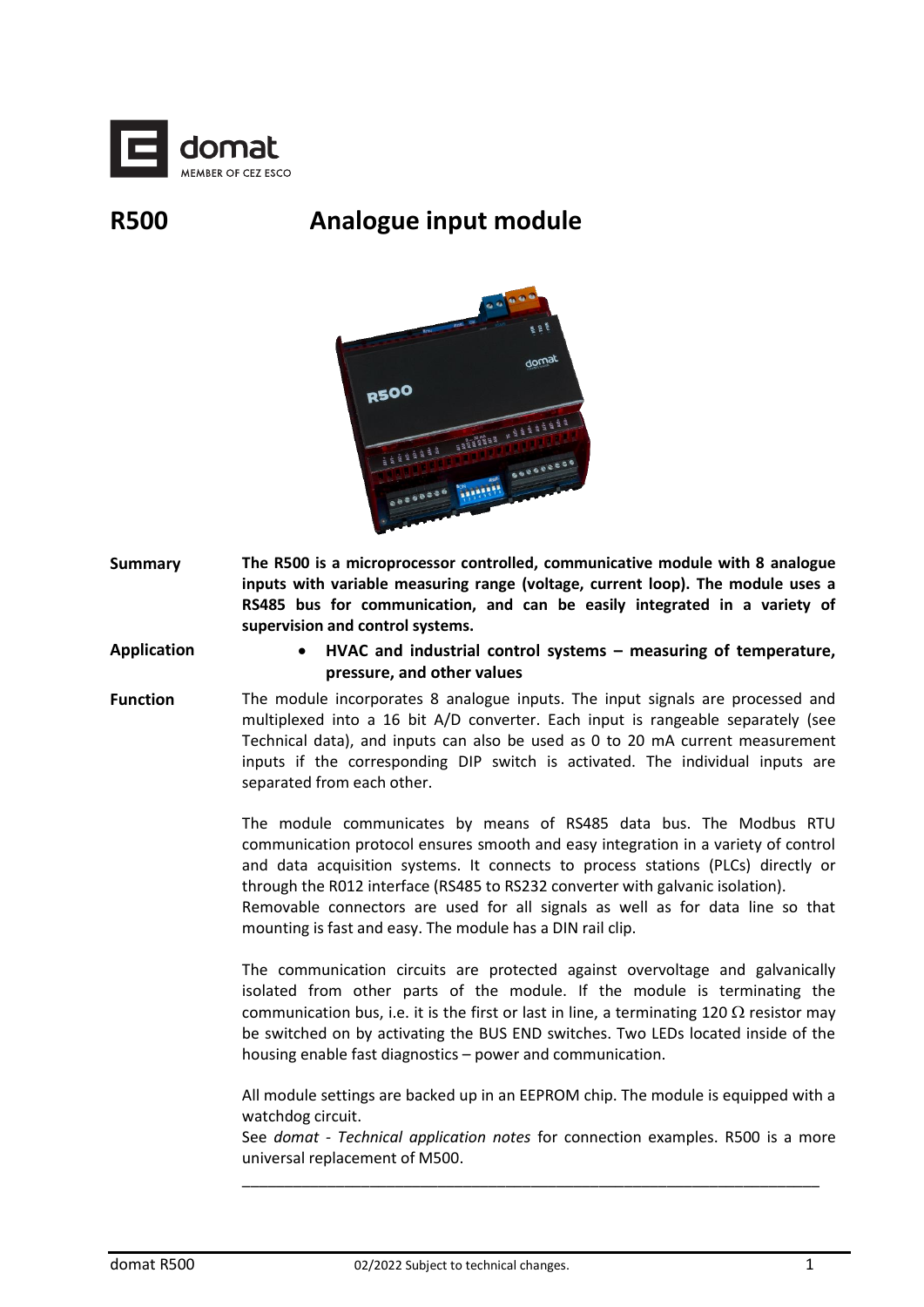# R500 Analogue input module

**Summary**

**The R500 is a microprocessor controlled, communicative module with 8 analogue inputs with variable measuring range (voltage, current loop). The module uses a RS485 bus for communication, and can be easily integrated in a variety of supervision and control systems.**

**Application**

- **HVAC and industrial control systems – measuring of temperature, pressure, and other values**

**Function**

The module incorporates 8 analogue inputs. The input signals are processed and multiplexed into a 16 bit A/D converter. Each input is rangeable separately (see Technical data), and inputs can also be used as 0 to 20 mA current measurement inputs if the corresponding DIP switch is activated. The individual inputs are separated from each other.

The module communicates by means of RS485 data bus. The Modbus RTU communication protocol ensures smooth and easy integration in a variety of control and data acquisition systems. It connects to process stations (PLCs) directly or through the R012 interface (RS485 to RS232 converter with galvanic isolation).
Removable connectors are used for all signals as well as for data line so that mounting is fast and easy. The module has a DIN rail clip.

The communication circuits are protected against overvoltage and galvanically isolated from other parts of the module. If the module is terminating the communication bus, i.e. it is the first or last in line, a terminating 120 Ω resistor may be switched on by activating the BUS END switches. Two LEDs located inside of the housing enable fast diagnostics – power and communication.

All module settings are backed up in an EEPROM chip. The module is equipped with a watchdog circuit.
See *domat - Technical application notes* for connection examples. R500 is a more universal replacement of M500.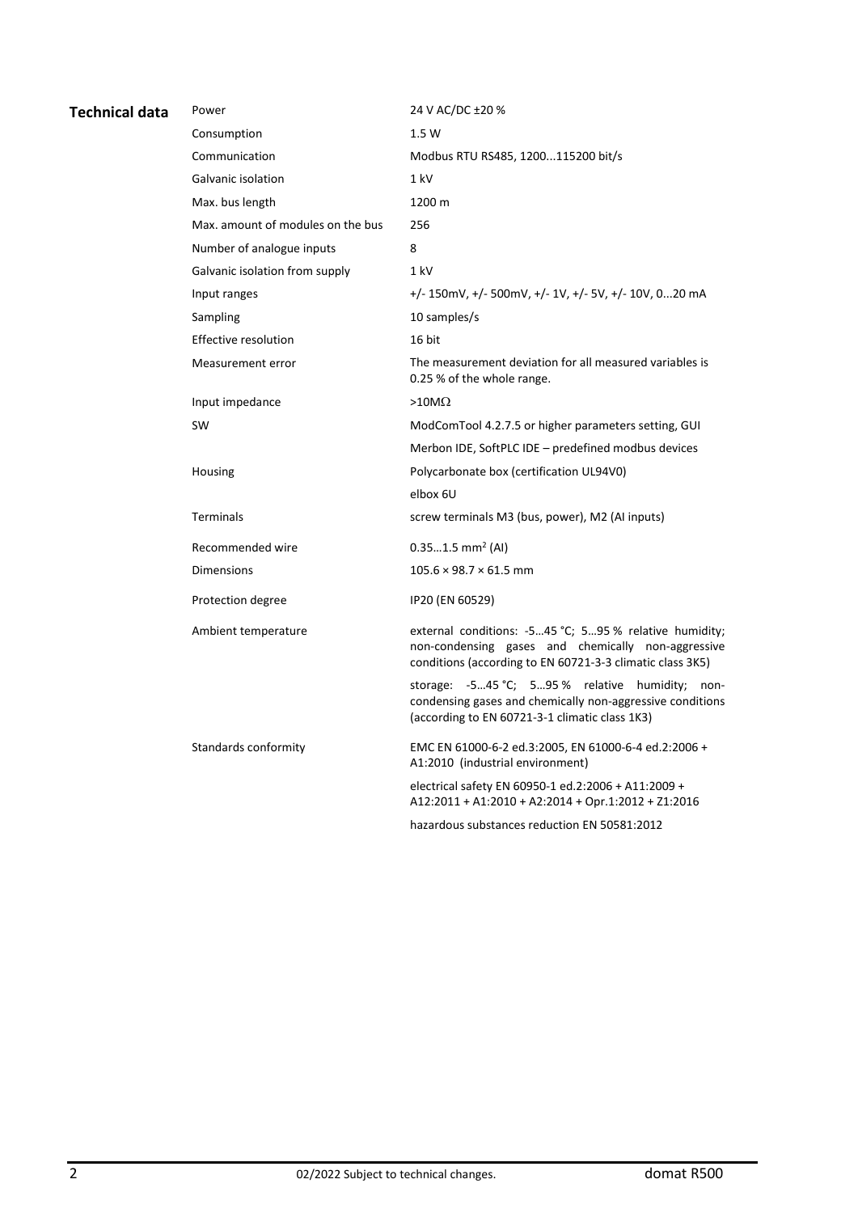## Technical data

| | |
|---|---|
| Power | 24 V AC/DC ±20 % |
| Consumption | 1.5 W |
| Communication | Modbus RTU RS485, 1200...115200 bit/s |
| Galvanic isolation | 1 kV |
| Max. bus length | 1200 m |
| Max. amount of modules on the bus | 256 |
| Number of analogue inputs | 8 |
| Galvanic isolation from supply | 1 kV |
| Input ranges | +/- 150mV, +/- 500mV, +/- 1V, +/- 5V, +/- 10V, 0...20 mA |
| Sampling | 10 samples/s |
| Effective resolution | 16 bit |
| Measurement error | The measurement deviation for all measured variables is 0.25 % of the whole range. |
| Input impedance | >10MΩ |
| SW | ModComTool 4.2.7.5 or higher parameters setting, GUI |
| | Merbon IDE, SoftPLC IDE – predefined modbus devices |
| Housing | Polycarbonate box (certification UL94V0) |
| | elbox 6U |
| Terminals | screw terminals M3 (bus, power), M2 (AI inputs) |
| Recommended wire | 0.35…1.5 mm² (AI) |
| Dimensions | 105.6 × 98.7 × 61.5 mm |
| Protection degree | IP20 (EN 60529) |
| Ambient temperature | external conditions: -5…45 °C; 5…95 % relative humidity; non-condensing gases and chemically non-aggressive conditions (according to EN 60721-3-3 climatic class 3K5) |
| | storage: -5…45 °C; 5…95 % relative humidity; non-condensing gases and chemically non-aggressive conditions (according to EN 60721-3-1 climatic class 1K3) |
| Standards conformity | EMC EN 61000-6-2 ed.3:2005, EN 61000-6-4 ed.2:2006 + A1:2010 (industrial environment) |
| | electrical safety EN 60950-1 ed.2:2006 + A11:2009 + A12:2011 + A1:2010 + A2:2014 + Opr.1:2012 + Z1:2016 |
| | hazardous substances reduction EN 50581:2012 |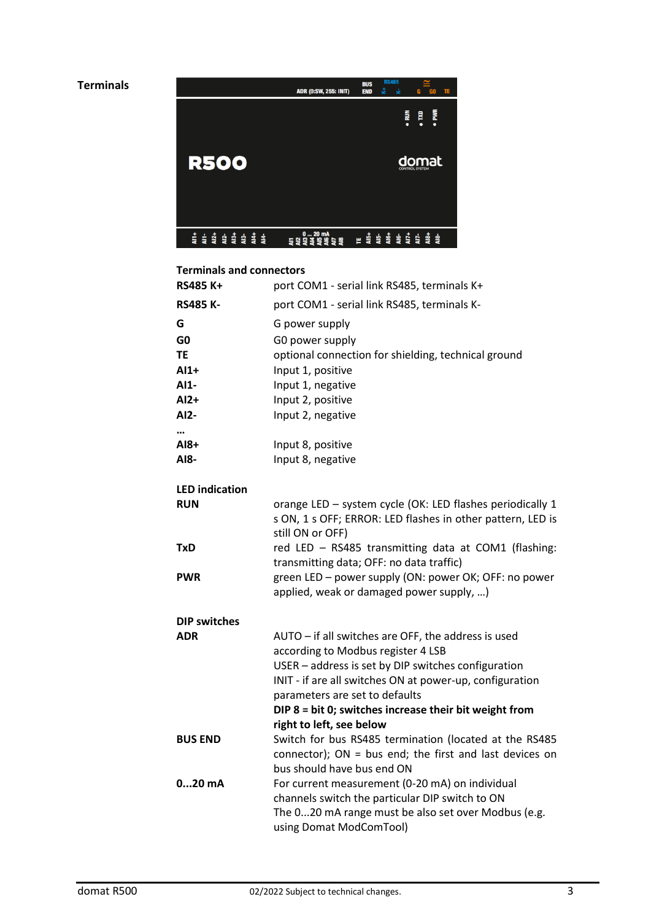## Terminals

### Terminals and connectors

| | |
|---|---|
| **RS485 K+** | port COM1 - serial link RS485, terminals K+ |
| **RS485 K-** | port COM1 - serial link RS485, terminals K- |
| **G** | G power supply |
| **G0** | G0 power supply |
| **TE** | optional connection for shielding, technical ground |
| **AI1+** | Input 1, positive |
| **AI1-** | Input 1, negative |
| **AI2+** | Input 2, positive |
| **AI2-** | Input 2, negative |
| **…** | |
| **AI8+** | Input 8, positive |
| **AI8-** | Input 8, negative |

### LED indication

| | |
|---|---|
| **RUN** | orange LED – system cycle (OK: LED flashes periodically 1 s ON, 1 s OFF; ERROR: LED flashes in other pattern, LED is still ON or OFF) |
| **TxD** | red LED – RS485 transmitting data at COM1 (flashing: transmitting data; OFF: no data traffic) |
| **PWR** | green LED – power supply (ON: power OK; OFF: no power applied, weak or damaged power supply, …) |

### DIP switches

| | |
|---|---|
| **ADR** | AUTO – if all switches are OFF, the address is used according to Modbus register 4 LSB<br>USER – address is set by DIP switches configuration<br>INIT - if are all switches ON at power-up, configuration parameters are set to defaults<br>**DIP 8 = bit 0; switches increase their bit weight from right to left, see below** |
| **BUS END** | Switch for bus RS485 termination (located at the RS485 connector); ON = bus end; the first and last devices on bus should have bus end ON |
| **0...20 mA** | For current measurement (0-20 mA) on individual channels switch the particular DIP switch to ON<br>The 0...20 mA range must be also set over Modbus (e.g. using Domat ModComTool) |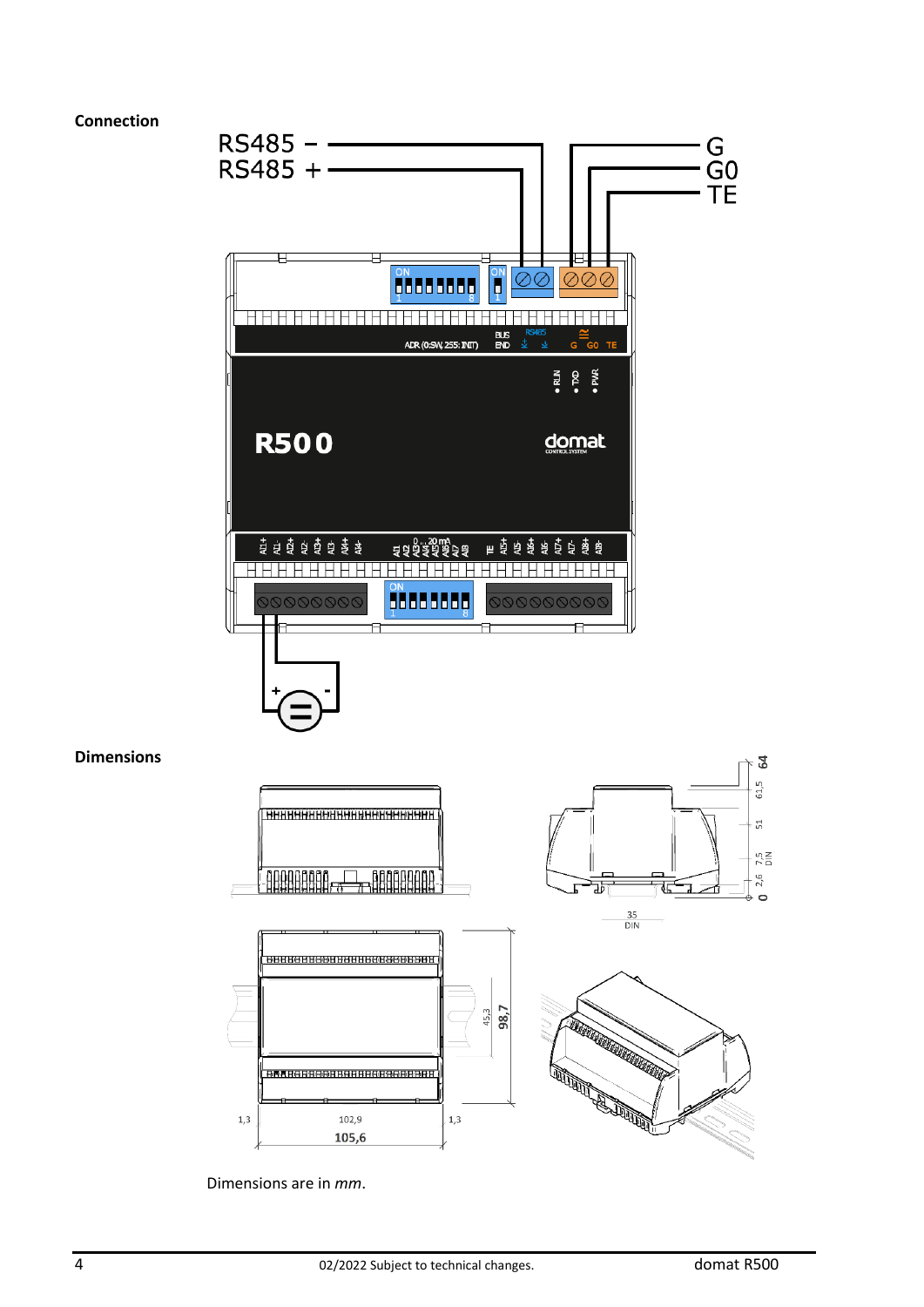**Connection**

**Dimensions**

Dimensions are in *mm*.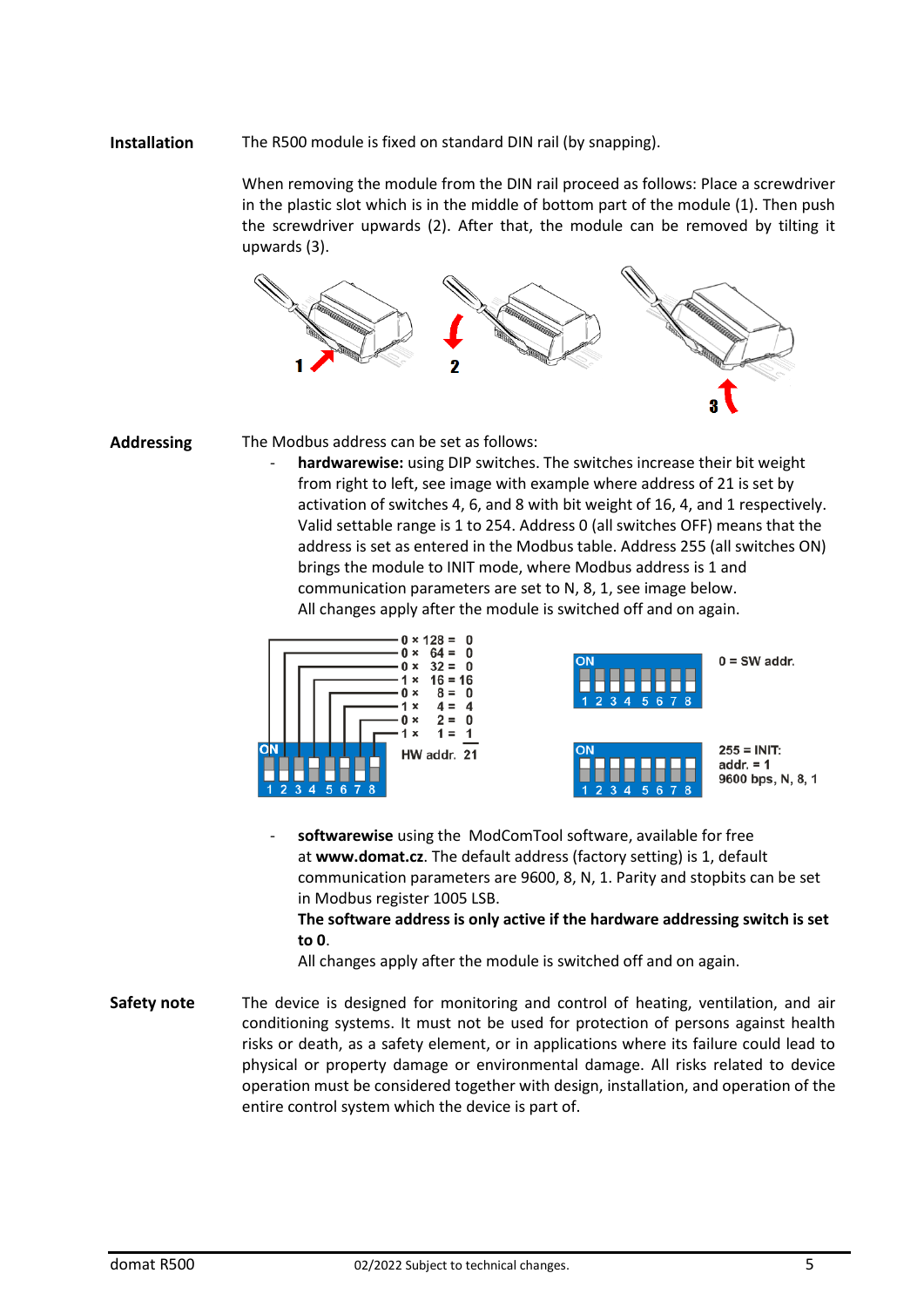**Installation**

The R500 module is fixed on standard DIN rail (by snapping).

When removing the module from the DIN rail proceed as follows: Place a screwdriver in the plastic slot which is in the middle of bottom part of the module (1). Then push the screwdriver upwards (2). After that, the module can be removed by tilting it upwards (3).

**Addressing**

The Modbus address can be set as follows:

- **hardwarewise:** using DIP switches. The switches increase their bit weight from right to left, see image with example where address of 21 is set by activation of switches 4, 6, and 8 with bit weight of 16, 4, and 1 respectively. Valid settable range is 1 to 254. Address 0 (all switches OFF) means that the address is set as entered in the Modbus table. Address 255 (all switches ON) brings the module to INIT mode, where Modbus address is 1 and communication parameters are set to N, 8, 1, see image below.
  All changes apply after the module is switched off and on again.

0 × 128 = 0
0 × 64 = 0
0 × 32 = 0
1 × 16 = 16
0 × 8 = 0
1 × 4 = 4
0 × 2 = 0
1 × 1 = 1
HW addr. 21

0 = SW addr.

255 = INIT:
addr. = 1
9600 bps, N, 8, 1

- **softwarewise** using the ModComTool software, available for free at **www.domat.cz**. The default address (factory setting) is 1, default communication parameters are 9600, 8, N, 1. Parity and stopbits can be set in Modbus register 1005 LSB.
  **The software address is only active if the hardware addressing switch is set to 0.**
  All changes apply after the module is switched off and on again.

**Safety note**

The device is designed for monitoring and control of heating, ventilation, and air conditioning systems. It must not be used for protection of persons against health risks or death, as a safety element, or in applications where its failure could lead to physical or property damage or environmental damage. All risks related to device operation must be considered together with design, installation, and operation of the entire control system which the device is part of.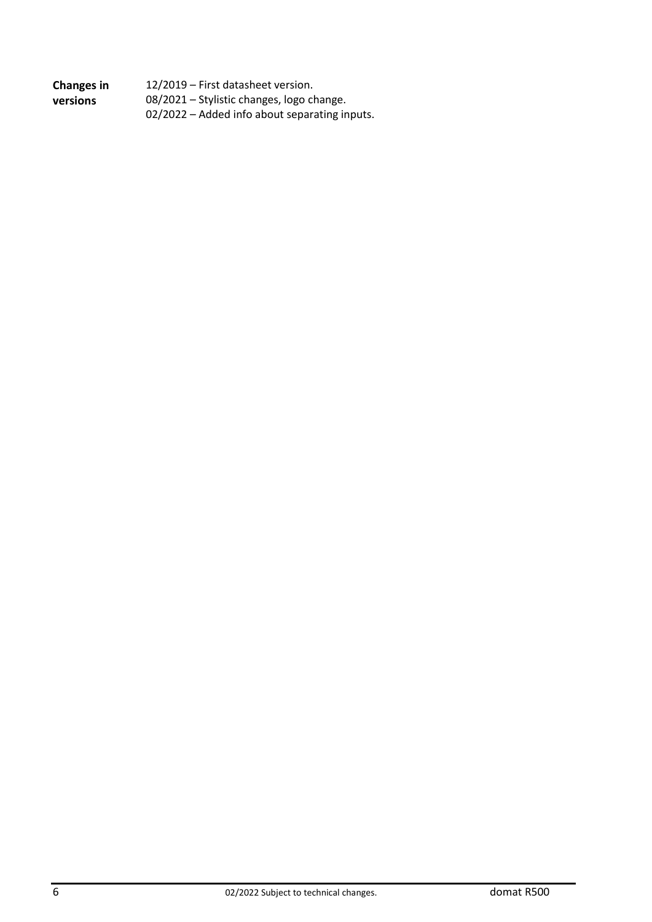| | |
|---|---|
| **Changes in versions** | 12/2019 – First datasheet version.<br>08/2021 – Stylistic changes, logo change.<br>02/2022 – Added info about separating inputs. |